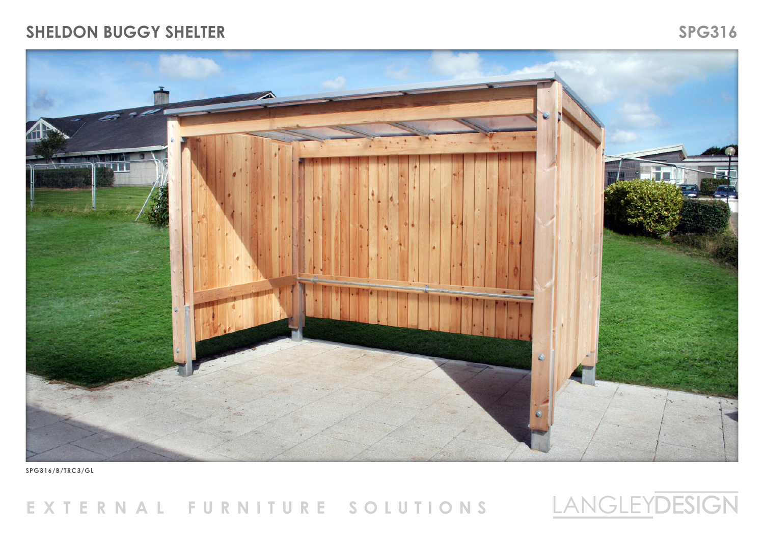# SHELDON BUGGY SHELTER

SPG316

SPG316/B/TRC3/GL

EXTERNAL FURNITURE SOLUTIONS

LANGLEYDESIGN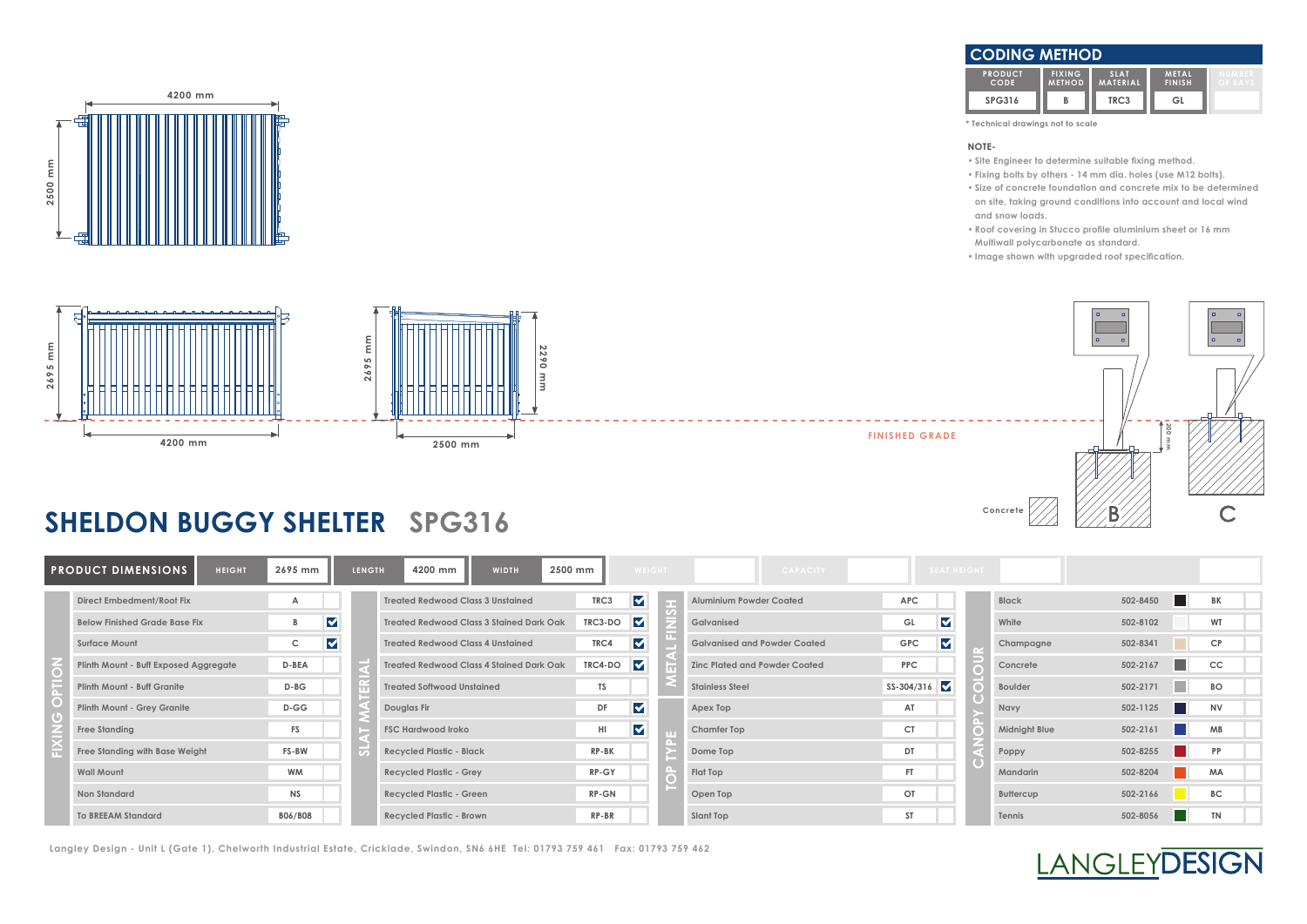## CODING METHOD

| PRODUCT CODE | FIXING METHOD | SLAT MATERIAL | METAL FINISH | NUMBER OF BAYS |
|---|---|---|---|---|
| SPG316 | B | TRC3 | GL | |

\* Technical drawings not to scale

**NOTE-**

- Site Engineer to determine suitable fixing method.
- Fixing bolts by others - 14 mm dia. holes (use M12 bolts).
- Size of concrete foundation and concrete mix to be determined on site, taking ground conditions into account and local wind and snow loads.
- Roof covering in Stucco profile aluminium sheet or 16 mm Multiwall polycarbonate as standard.
- Image shown with upgraded roof specification.

4200 mm

2500 mm

2695 mm

4200 mm

2695 mm

2290 mm

2500 mm

FINISHED GRADE

200 mm

Concrete

B

C

# SHELDON BUGGY SHELTER SPG316

| PRODUCT DIMENSIONS | HEIGHT | LENGTH | WIDTH | WEIGHT | CAPACITY | SEAT HEIGHT |
|---|---|---|---|---|---|---|
| | 2695 mm | 4200 mm | 2500 mm | | | |

**FIXING OPTION**

| Option | Code | Selected |
|---|---|---|
| Direct Embedment/Root Fix | A | |
| Below Finished Grade Base Fix | B | ☑ |
| Surface Mount | C | ☑ |
| Plinth Mount - Buff Exposed Aggregate | D-BEA | |
| Plinth Mount - Buff Granite | D-BG | |
| Plinth Mount - Grey Granite | D-GG | |
| Free Standing | FS | |
| Free Standing with Base Weight | FS-BW | |
| Wall Mount | WM | |
| Non Standard | NS | |
| To BREEAM Standard | B06/B08 | |

**SLAT MATERIAL**

| Material | Code | Selected |
|---|---|---|
| Treated Redwood Class 3 Unstained | TRC3 | ☑ |
| Treated Redwood Class 3 Stained Dark Oak | TRC3-DO | ☑ |
| Treated Redwood Class 4 Unstained | TRC4 | ☑ |
| Treated Redwood Class 4 Stained Dark Oak | TRC4-DO | ☑ |
| Treated Softwood Unstained | TS | |
| Douglas Fir | DF | ☑ |
| FSC Hardwood Iroko | HI | ☑ |
| Recycled Plastic - Black | RP-BK | |
| Recycled Plastic - Grey | RP-GY | |
| Recycled Plastic - Green | RP-GN | |
| Recycled Plastic - Brown | RP-BR | |

**METAL FINISH**

| Finish | Code | Selected |
|---|---|---|
| Aluminium Powder Coated | APC | |
| Galvanised | GL | ☑ |
| Galvanised and Powder Coated | GPC | ☑ |
| Zinc Plated and Powder Coated | PPC | |
| Stainless Steel | SS-304/316 | ☑ |

**TOP TYPE**

| Type | Code | Selected |
|---|---|---|
| Apex Top | AT | |
| Chamfer Top | CT | |
| Dome Top | DT | |
| Flat Top | FT | |
| Open Top | OT | |
| Slant Top | ST | |

**CANOPY COLOUR**

| Colour | Ref | Code | Selected |
|---|---|---|---|
| Black | 502-8450 | BK | |
| White | 502-8102 | WT | |
| Champagne | 502-8341 | CP | |
| Concrete | 502-2167 | CC | |
| Boulder | 502-2171 | BO | |
| Navy | 502-1125 | NV | |
| Midnight Blue | 502-2161 | MB | |
| Poppy | 502-8255 | PP | |
| Mandarin | 502-8204 | MA | |
| Buttercup | 502-2166 | BC | |
| Tennis | 502-8056 | TN | |

Langley Design - Unit L (Gate 1), Chelworth Industrial Estate, Cricklade, Swindon, SN6 6HE Tel: 01793 759 461 Fax: 01793 759 462

LANGLEYDESIGN